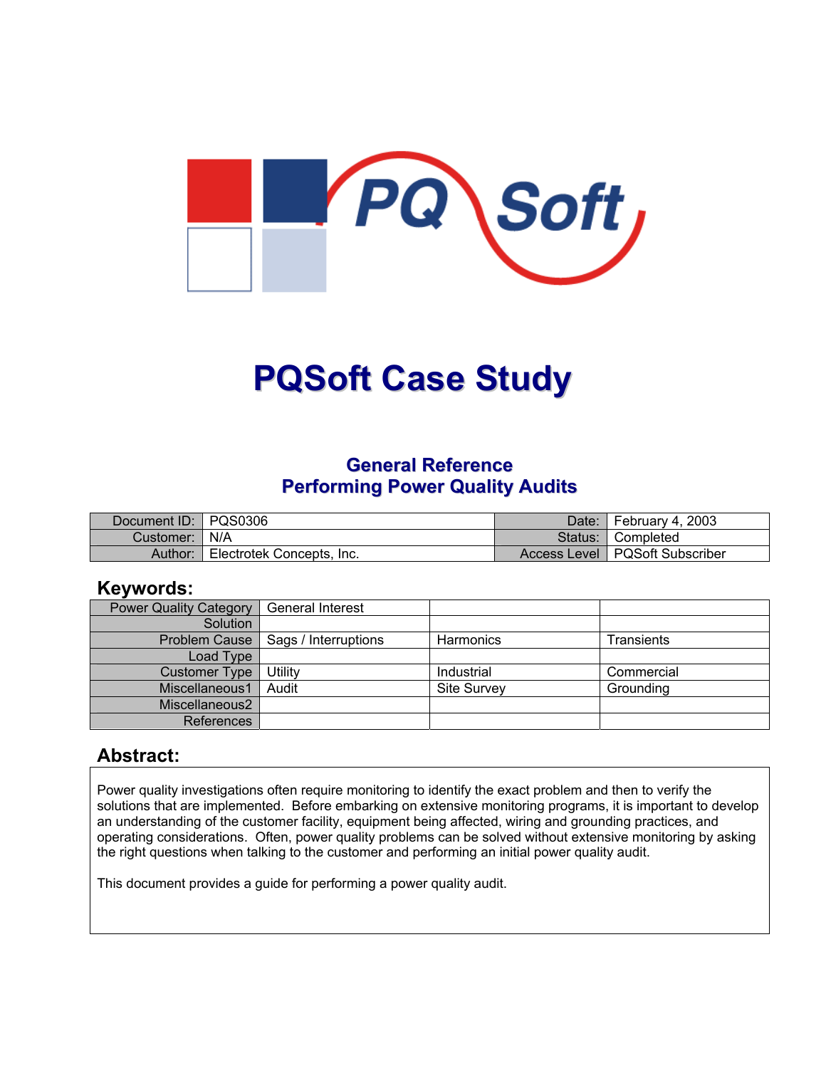# PQSoft Case Study

## General Reference
## Performing Power Quality Audits

| Document ID: | PQS0306 | Date: | February 4, 2003 |
|---|---|---|---|
| Customer: | N/A | Status: | Completed |
| Author: | Electrotek Concepts, Inc. | Access Level | PQSoft Subscriber |

## Keywords:

| | | | |
|---|---|---|---|
| Power Quality Category | General Interest | | |
| Solution | | | |
| Problem Cause | Sags / Interruptions | Harmonics | Transients |
| Load Type | | | |
| Customer Type | Utility | Industrial | Commercial |
| Miscellaneous1 | Audit | Site Survey | Grounding |
| Miscellaneous2 | | | |
| References | | | |

## Abstract:

Power quality investigations often require monitoring to identify the exact problem and then to verify the solutions that are implemented. Before embarking on extensive monitoring programs, it is important to develop an understanding of the customer facility, equipment being affected, wiring and grounding practices, and operating considerations. Often, power quality problems can be solved without extensive monitoring by asking the right questions when talking to the customer and performing an initial power quality audit.

This document provides a guide for performing a power quality audit.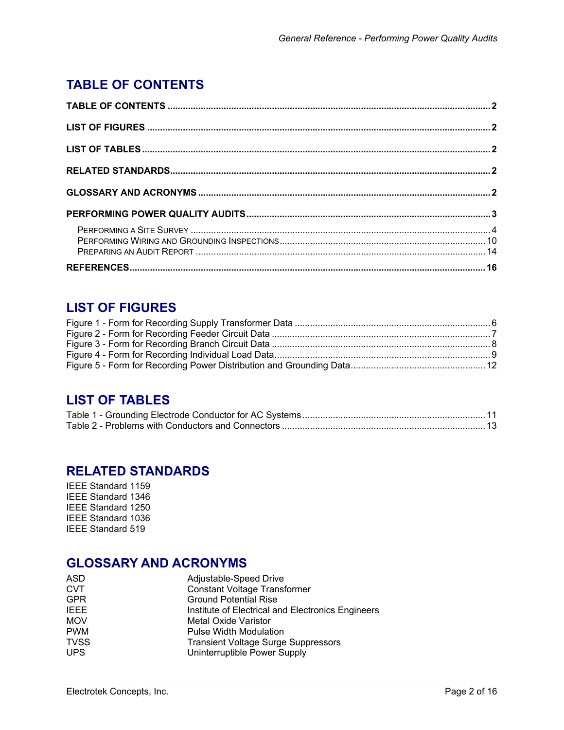## TABLE OF CONTENTS

**TABLE OF CONTENTS** .......... **2**

**LIST OF FIGURES** .......... **2**

**LIST OF TABLES** .......... **2**

**RELATED STANDARDS** .......... **2**

**GLOSSARY AND ACRONYMS** .......... **2**

**PERFORMING POWER QUALITY AUDITS** .......... **3**

- PERFORMING A SITE SURVEY .......... 4
- PERFORMING WIRING AND GROUNDING INSPECTIONS .......... 10
- PREPARING AN AUDIT REPORT .......... 14

**REFERENCES** .......... **16**

## LIST OF FIGURES

Figure 1 - Form for Recording Supply Transformer Data .......... 6
Figure 2 - Form for Recording Feeder Circuit Data .......... 7
Figure 3 - Form for Recording Branch Circuit Data .......... 8
Figure 4 - Form for Recording Individual Load Data .......... 9
Figure 5 - Form for Recording Power Distribution and Grounding Data .......... 12

## LIST OF TABLES

Table 1 - Grounding Electrode Conductor for AC Systems .......... 11
Table 2 - Problems with Conductors and Connectors .......... 13

## RELATED STANDARDS

IEEE Standard 1159
IEEE Standard 1346
IEEE Standard 1250
IEEE Standard 1036
IEEE Standard 519

## GLOSSARY AND ACRONYMS

| | |
|---|---|
| ASD | Adjustable-Speed Drive |
| CVT | Constant Voltage Transformer |
| GPR | Ground Potential Rise |
| IEEE | Institute of Electrical and Electronics Engineers |
| MOV | Metal Oxide Varistor |
| PWM | Pulse Width Modulation |
| TVSS | Transient Voltage Surge Suppressors |
| UPS | Uninterruptible Power Supply |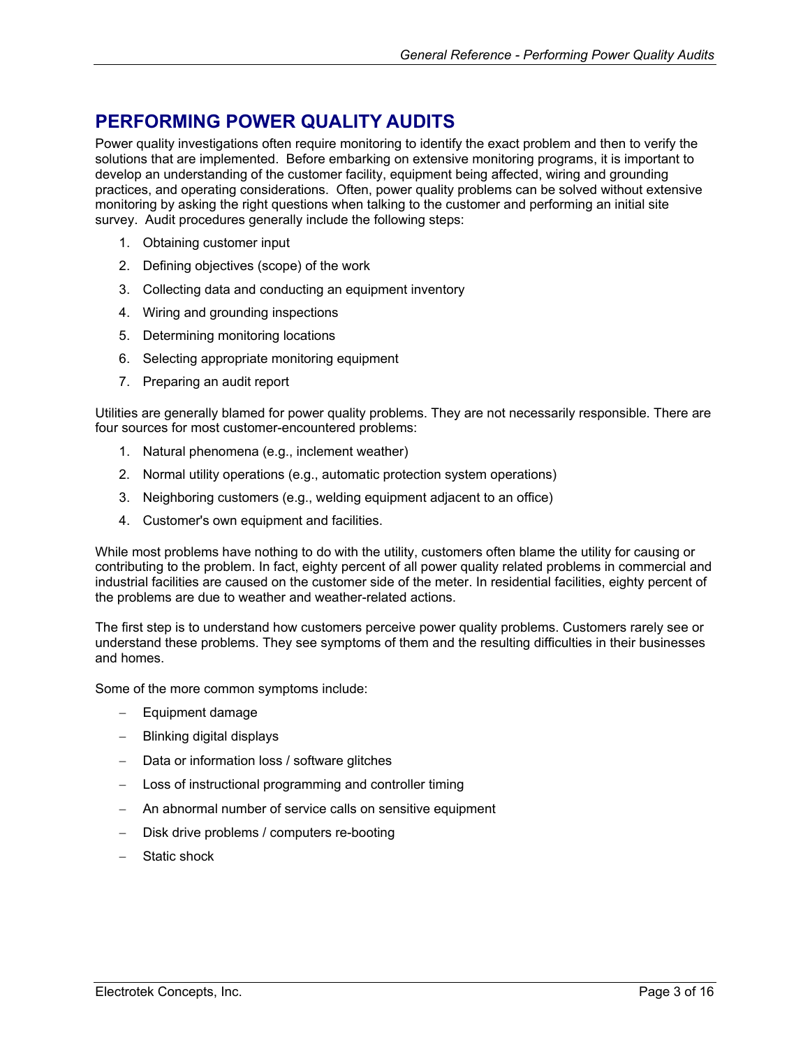# PERFORMING POWER QUALITY AUDITS

Power quality investigations often require monitoring to identify the exact problem and then to verify the solutions that are implemented. Before embarking on extensive monitoring programs, it is important to develop an understanding of the customer facility, equipment being affected, wiring and grounding practices, and operating considerations. Often, power quality problems can be solved without extensive monitoring by asking the right questions when talking to the customer and performing an initial site survey. Audit procedures generally include the following steps:

1. Obtaining customer input
2. Defining objectives (scope) of the work
3. Collecting data and conducting an equipment inventory
4. Wiring and grounding inspections
5. Determining monitoring locations
6. Selecting appropriate monitoring equipment
7. Preparing an audit report

Utilities are generally blamed for power quality problems. They are not necessarily responsible. There are four sources for most customer-encountered problems:

1. Natural phenomena (e.g., inclement weather)
2. Normal utility operations (e.g., automatic protection system operations)
3. Neighboring customers (e.g., welding equipment adjacent to an office)
4. Customer's own equipment and facilities.

While most problems have nothing to do with the utility, customers often blame the utility for causing or contributing to the problem. In fact, eighty percent of all power quality related problems in commercial and industrial facilities are caused on the customer side of the meter. In residential facilities, eighty percent of the problems are due to weather and weather-related actions.

The first step is to understand how customers perceive power quality problems. Customers rarely see or understand these problems. They see symptoms of them and the resulting difficulties in their businesses and homes.

Some of the more common symptoms include:

- Equipment damage
- Blinking digital displays
- Data or information loss / software glitches
- Loss of instructional programming and controller timing
- An abnormal number of service calls on sensitive equipment
- Disk drive problems / computers re-booting
- Static shock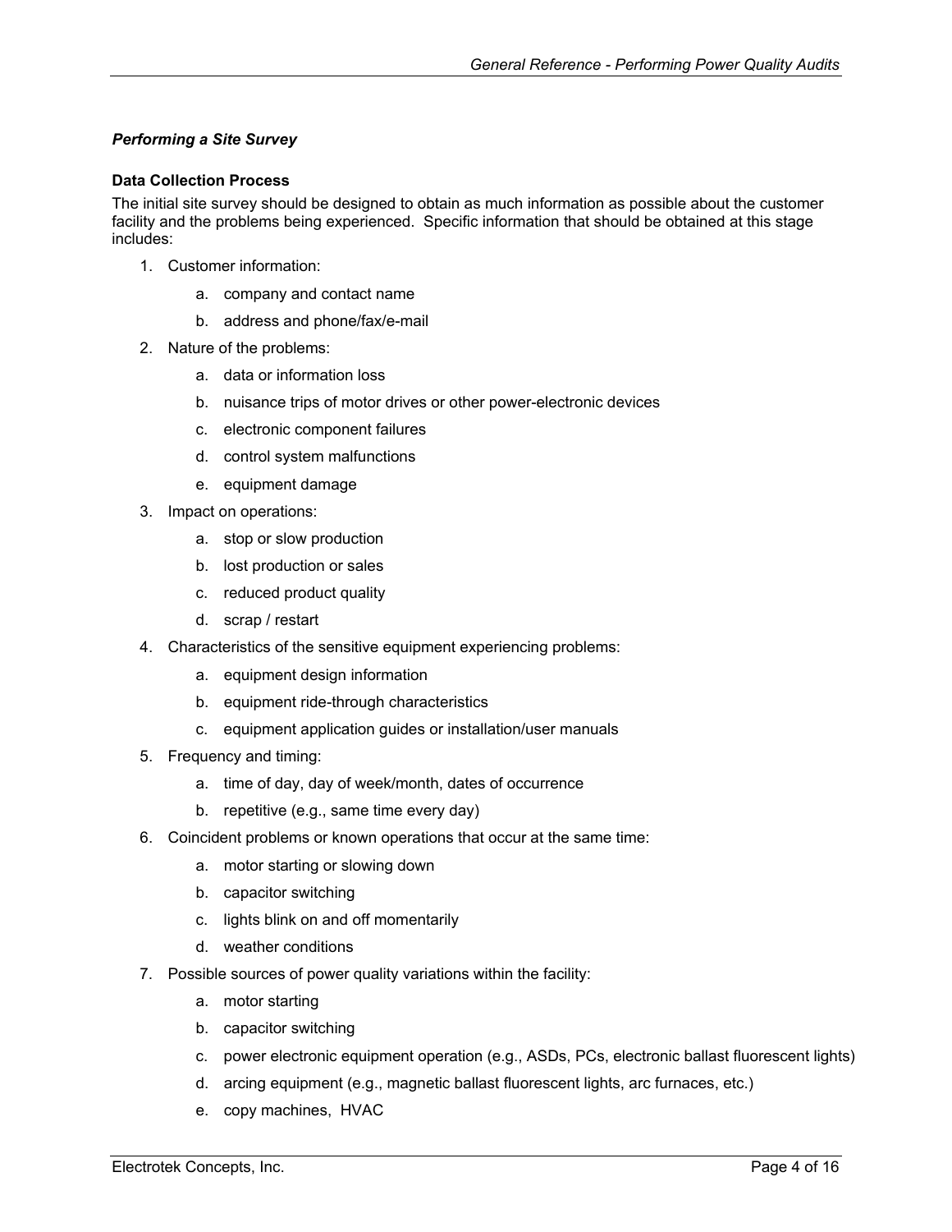***Performing a Site Survey***

**Data Collection Process**

The initial site survey should be designed to obtain as much information as possible about the customer facility and the problems being experienced. Specific information that should be obtained at this stage includes:

1. Customer information:
    a. company and contact name
    b. address and phone/fax/e-mail
2. Nature of the problems:
    a. data or information loss
    b. nuisance trips of motor drives or other power-electronic devices
    c. electronic component failures
    d. control system malfunctions
    e. equipment damage
3. Impact on operations:
    a. stop or slow production
    b. lost production or sales
    c. reduced product quality
    d. scrap / restart
4. Characteristics of the sensitive equipment experiencing problems:
    a. equipment design information
    b. equipment ride-through characteristics
    c. equipment application guides or installation/user manuals
5. Frequency and timing:
    a. time of day, day of week/month, dates of occurrence
    b. repetitive (e.g., same time every day)
6. Coincident problems or known operations that occur at the same time:
    a. motor starting or slowing down
    b. capacitor switching
    c. lights blink on and off momentarily
    d. weather conditions
7. Possible sources of power quality variations within the facility:
    a. motor starting
    b. capacitor switching
    c. power electronic equipment operation (e.g., ASDs, PCs, electronic ballast fluorescent lights)
    d. arcing equipment (e.g., magnetic ballast fluorescent lights, arc furnaces, etc.)
    e. copy machines, HVAC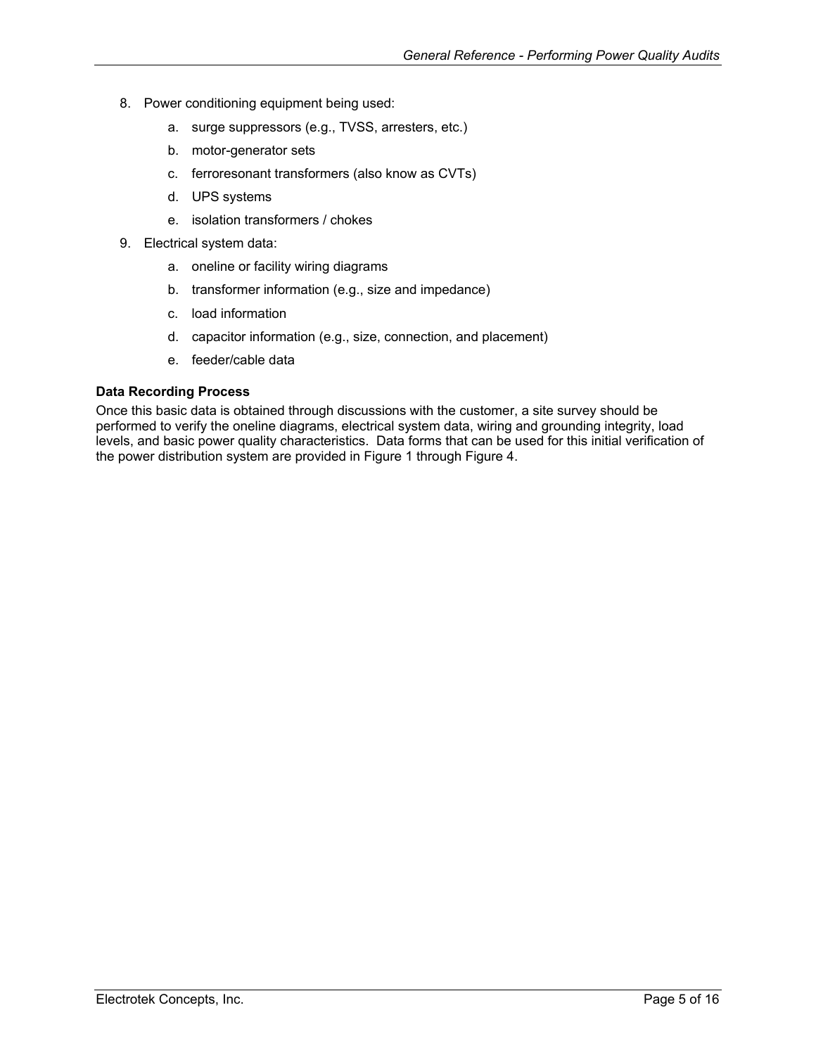8. Power conditioning equipment being used:
    a. surge suppressors (e.g., TVSS, arresters, etc.)
    b. motor-generator sets
    c. ferroresonant transformers (also know as CVTs)
    d. UPS systems
    e. isolation transformers / chokes
9. Electrical system data:
    a. oneline or facility wiring diagrams
    b. transformer information (e.g., size and impedance)
    c. load information
    d. capacitor information (e.g., size, connection, and placement)
    e. feeder/cable data

**Data Recording Process**

Once this basic data is obtained through discussions with the customer, a site survey should be performed to verify the oneline diagrams, electrical system data, wiring and grounding integrity, load levels, and basic power quality characteristics. Data forms that can be used for this initial verification of the power distribution system are provided in Figure 1 through Figure 4.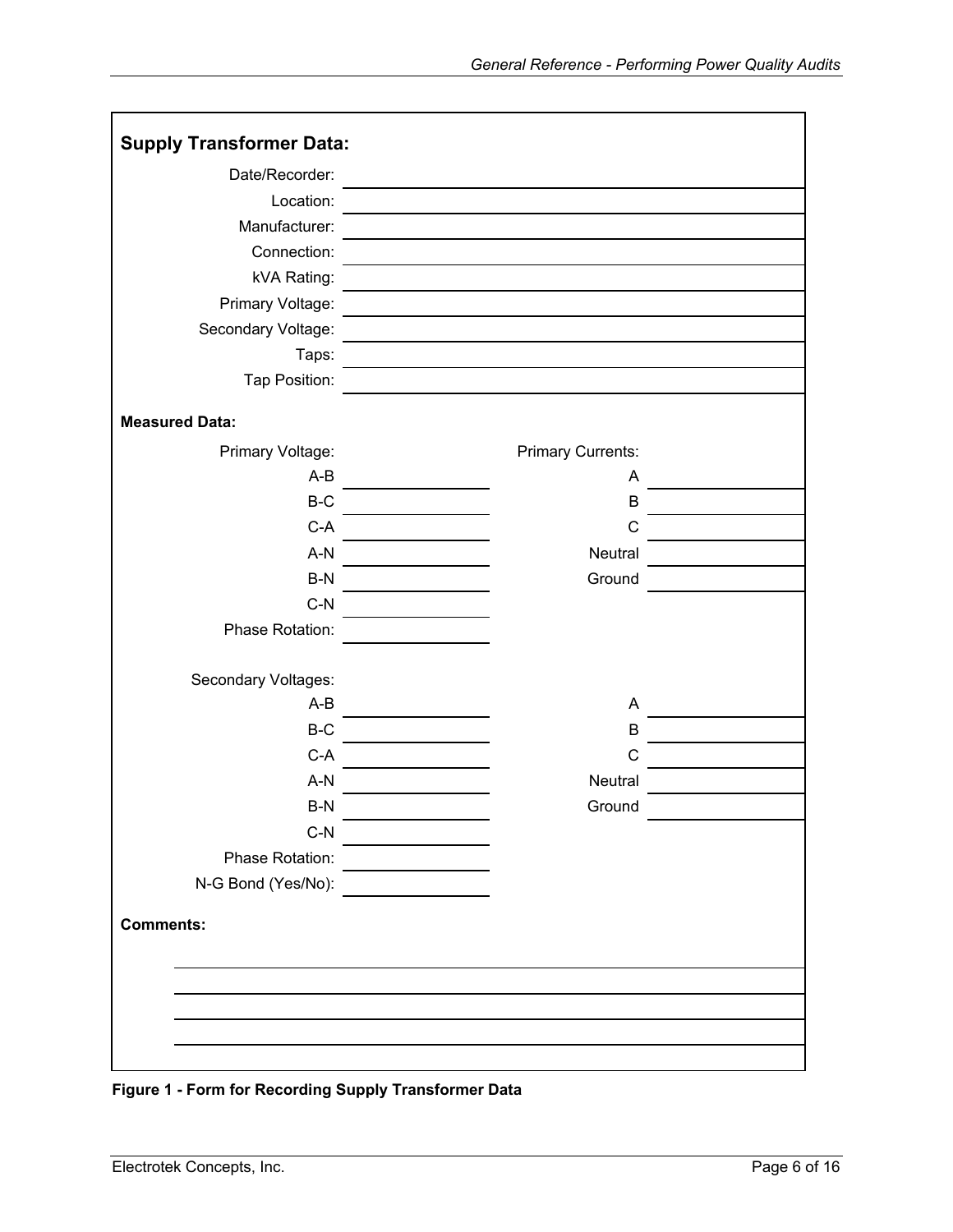## Supply Transformer Data:

| | |
|---|---|
| Date/Recorder: | |
| Location: | |
| Manufacturer: | |
| Connection: | |
| kVA Rating: | |
| Primary Voltage: | |
| Secondary Voltage: | |
| Taps: | |
| Tap Position: | |

**Measured Data:**

| Primary Voltage: | | Primary Currents: | |
|---|---|---|---|
| A-B | | A | |
| B-C | | B | |
| C-A | | C | |
| A-N | | Neutral | |
| B-N | | Ground | |
| C-N | | | |
| Phase Rotation: | | | |

| Secondary Voltages: | | | |
|---|---|---|---|
| A-B | | A | |
| B-C | | B | |
| C-A | | C | |
| A-N | | Neutral | |
| B-N | | Ground | |
| C-N | | | |
| Phase Rotation: | | | |
| N-G Bond (Yes/No): | | | |

**Comments:**

**Figure 1 - Form for Recording Supply Transformer Data**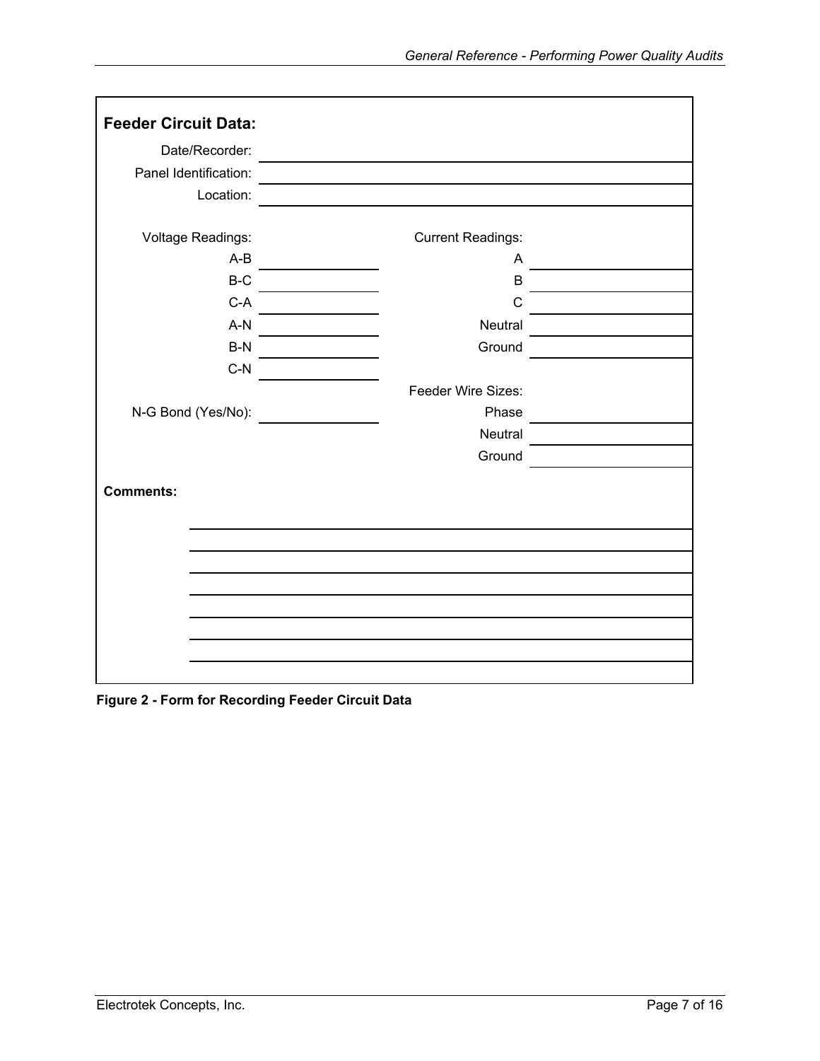**Feedback Circuit Data:**

Date/Recorder: \_\_\_\_\_\_\_\_\_\_\_\_\_\_\_\_\_\_\_\_

Panel Identification: \_\_\_\_\_\_\_\_\_\_\_\_\_\_\_\_\_\_\_\_

Location: \_\_\_\_\_\_\_\_\_\_\_\_\_\_\_\_\_\_\_\_

| Voltage Readings: | | Current Readings: | |
|---|---|---|---|
| A-B | | A | |
| B-C | | B | |
| C-A | | C | |
| A-N | | Neutral | |
| B-N | | Ground | |
| C-N | | | |
| | | Feeder Wire Sizes: | |
| N-G Bond (Yes/No): | | Phase | |
| | | Neutral | |
| | | Ground | |

**Comments:**

**Figure 2 - Form for Recording Feeder Circuit Data**

**Feeder Circuit Data:**

Date/Recorder: 

Panel Identification: 

Location: 

| Voltage Readings: | | Current Readings: | |
|---|---|---|---|
| A-B | | A | |
| B-C | | B | |
| C-A | | C | |
| A-N | | Neutral | |
| B-N | | Ground | |
| C-N | | | |
| | | Feeder Wire Sizes: | |
| N-G Bond (Yes/No): | | Phase | |
| | | Neutral | |
| | | Ground | |

**Comments:**

**Figure 2 - Form for Recording Feeder Circuit Data**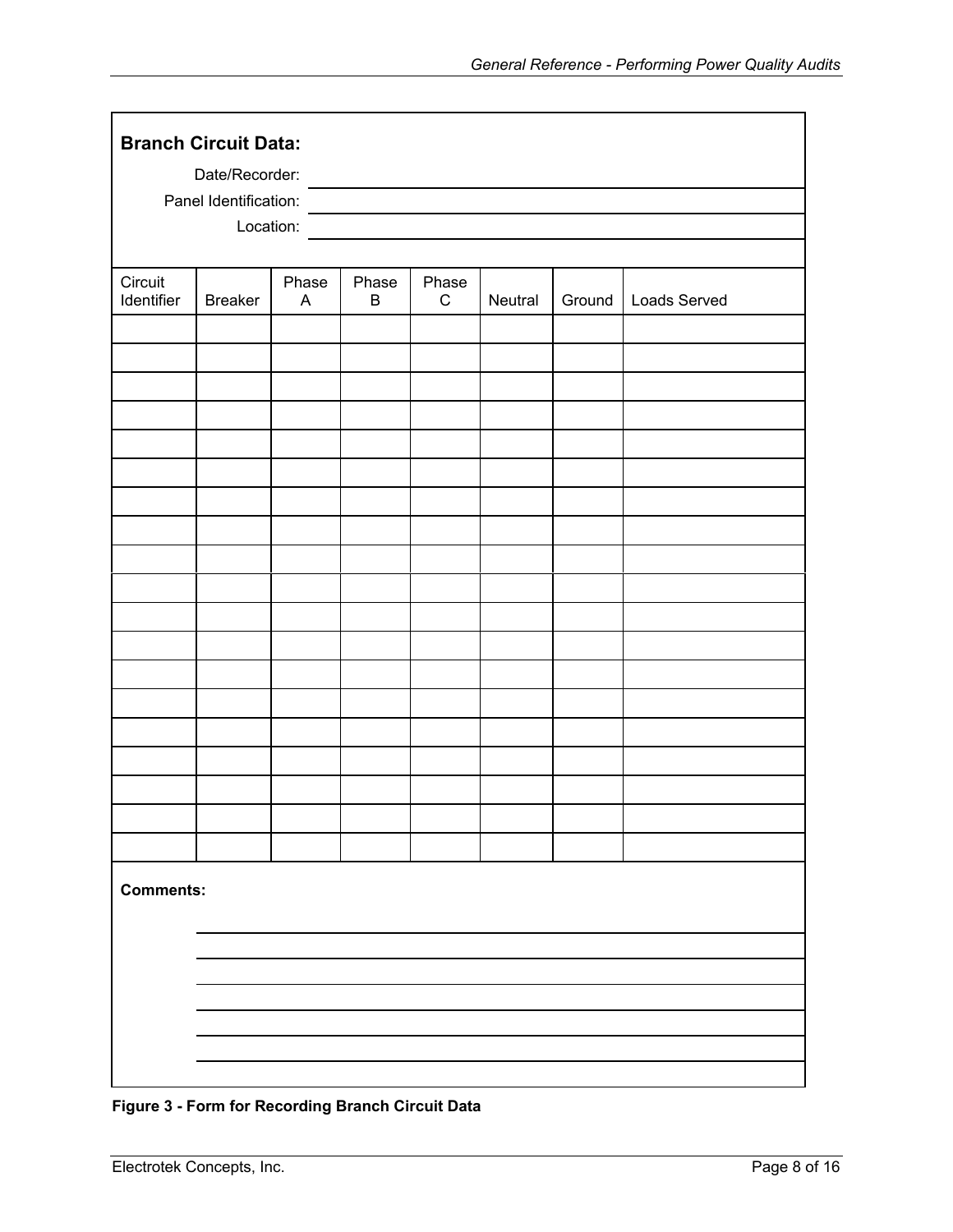**Branch Circuit Data:**

Date/Recorder: \_\_\_\_\_\_\_\_\_\_\_\_\_\_\_\_\_\_\_\_\_\_\_\_\_\_\_\_\_\_

Panel Identification: \_\_\_\_\_\_\_\_\_\_\_\_\_\_\_\_\_\_\_\_\_\_\_\_\_\_\_\_\_\_

Location: \_\_\_\_\_\_\_\_\_\_\_\_\_\_\_\_\_\_\_\_\_\_\_\_\_\_\_\_\_\_

| Circuit Identifier | Breaker | Phase A | Phase B | Phase C | Neutral | Ground | Loads Served |
|---|---|---|---|---|---|---|---|
| | | | | | | | |
| | | | | | | | |
| | | | | | | | |
| | | | | | | | |
| | | | | | | | |
| | | | | | | | |
| | | | | | | | |
| | | | | | | | |
| | | | | | | | |
| | | | | | | | |
| | | | | | | | |
| | | | | | | | |
| | | | | | | | |
| | | | | | | | |
| | | | | | | | |
| | | | | | | | |
| | | | | | | | |
| | | | | | | | |
| | | | | | | | |

**Comments:**

\_\_\_\_\_\_\_\_\_\_\_\_\_\_\_\_\_\_\_\_\_\_\_\_\_\_\_\_\_\_\_\_\_\_\_\_\_\_\_\_

\_\_\_\_\_\_\_\_\_\_\_\_\_\_\_\_\_\_\_\_\_\_\_\_\_\_\_\_\_\_\_\_\_\_\_\_\_\_\_\_

\_\_\_\_\_\_\_\_\_\_\_\_\_\_\_\_\_\_\_\_\_\_\_\_\_\_\_\_\_\_\_\_\_\_\_\_\_\_\_\_

\_\_\_\_\_\_\_\_\_\_\_\_\_\_\_\_\_\_\_\_\_\_\_\_\_\_\_\_\_\_\_\_\_\_\_\_\_\_\_\_

\_\_\_\_\_\_\_\_\_\_\_\_\_\_\_\_\_\_\_\_\_\_\_\_\_\_\_\_\_\_\_\_\_\_\_\_\_\_\_\_

\_\_\_\_\_\_\_\_\_\_\_\_\_\_\_\_\_\_\_\_\_\_\_\_\_\_\_\_\_\_\_\_\_\_\_\_\_\_\_\_

**Figure 3 - Form for Recording Branch Circuit Data**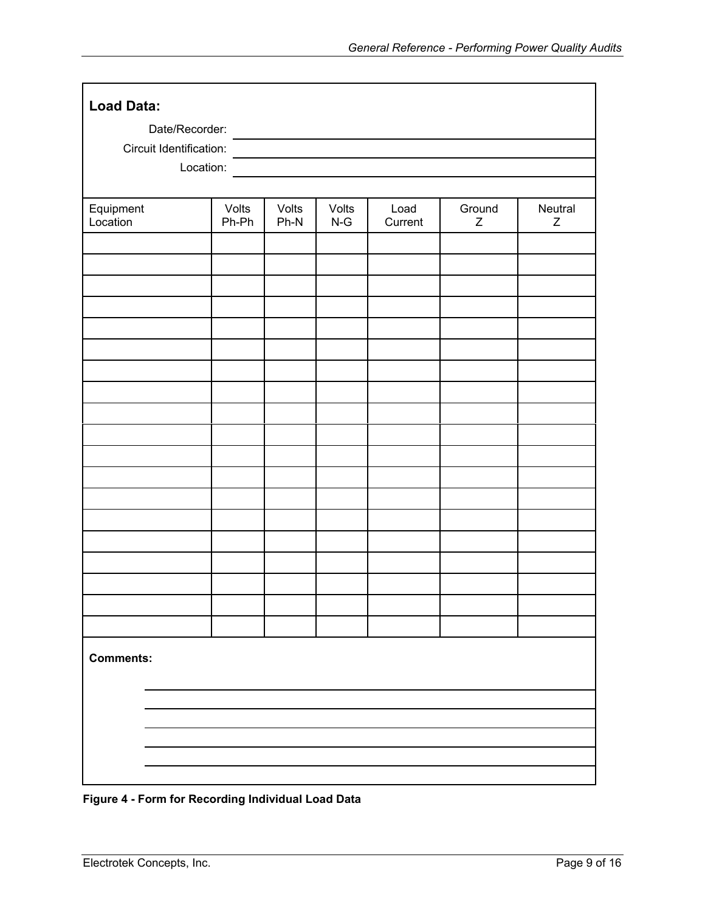**Load Data:**

Date/Recorder: ______________________________

Circuit Identification: ______________________________

Location: ______________________________

| Equipment Location | Volts Ph-Ph | Volts Ph-N | Volts N-G | Load Current | Ground Z | Neutral Z |
| --- | --- | --- | --- | --- | --- | --- |
| | | | | | | |
| | | | | | | |
| | | | | | | |
| | | | | | | |
| | | | | | | |
| | | | | | | |
| | | | | | | |
| | | | | | | |
| | | | | | | |
| | | | | | | |
| | | | | | | |
| | | | | | | |
| | | | | | | |
| | | | | | | |
| | | | | | | |
| | | | | | | |
| | | | | | | |
| | | | | | | |
| | | | | | | |

**Comments:**

______________________________

______________________________

______________________________

______________________________

______________________________

**Figure 4 - Form for Recording Individual Load Data**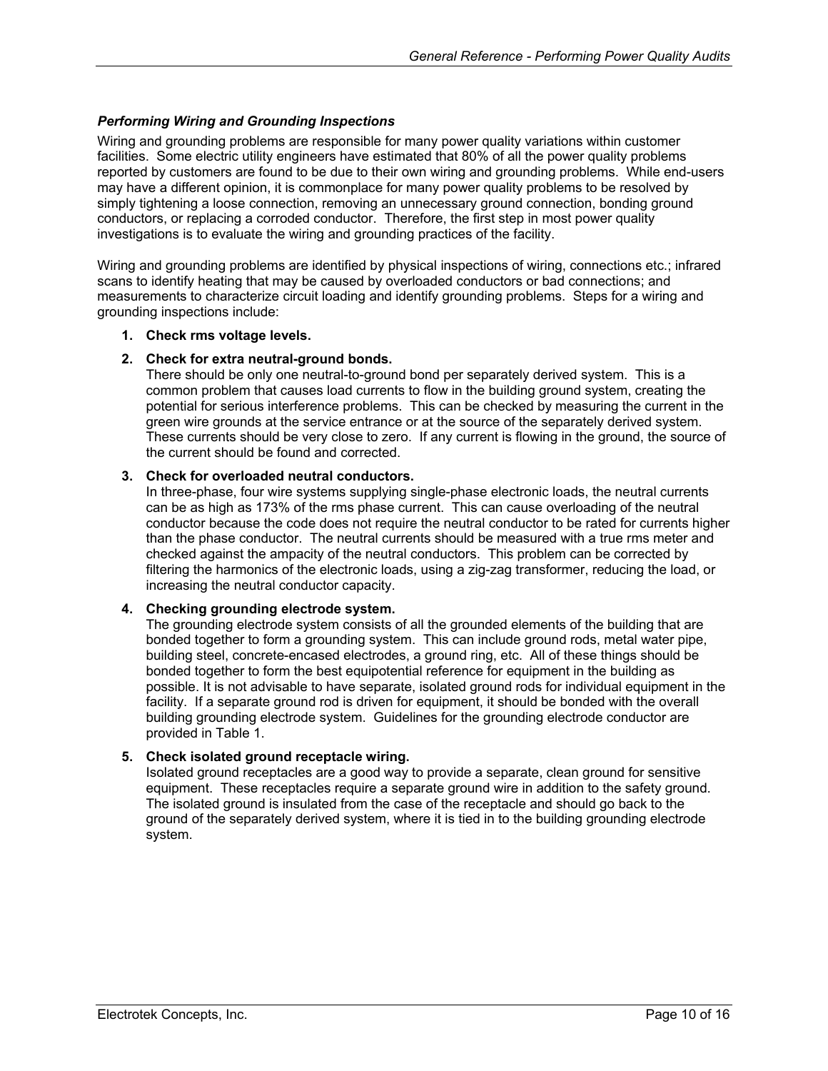### *Performing Wiring and Grounding Inspections*

Wiring and grounding problems are responsible for many power quality variations within customer facilities. Some electric utility engineers have estimated that 80% of all the power quality problems reported by customers are found to be due to their own wiring and grounding problems. While end-users may have a different opinion, it is commonplace for many power quality problems to be resolved by simply tightening a loose connection, removing an unnecessary ground connection, bonding ground conductors, or replacing a corroded conductor. Therefore, the first step in most power quality investigations is to evaluate the wiring and grounding practices of the facility.

Wiring and grounding problems are identified by physical inspections of wiring, connections etc.; infrared scans to identify heating that may be caused by overloaded conductors or bad connections; and measurements to characterize circuit loading and identify grounding problems. Steps for a wiring and grounding inspections include:

1. **Check rms voltage levels.**

2. **Check for extra neutral-ground bonds.**
   There should be only one neutral-to-ground bond per separately derived system. This is a common problem that causes load currents to flow in the building ground system, creating the potential for serious interference problems. This can be checked by measuring the current in the green wire grounds at the service entrance or at the source of the separately derived system. These currents should be very close to zero. If any current is flowing in the ground, the source of the current should be found and corrected.

3. **Check for overloaded neutral conductors.**
   In three-phase, four wire systems supplying single-phase electronic loads, the neutral currents can be as high as 173% of the rms phase current. This can cause overloading of the neutral conductor because the code does not require the neutral conductor to be rated for currents higher than the phase conductor. The neutral currents should be measured with a true rms meter and checked against the ampacity of the neutral conductors. This problem can be corrected by filtering the harmonics of the electronic loads, using a zig-zag transformer, reducing the load, or increasing the neutral conductor capacity.

4. **Checking grounding electrode system.**
   The grounding electrode system consists of all the grounded elements of the building that are bonded together to form a grounding system. This can include ground rods, metal water pipe, building steel, concrete-encased electrodes, a ground ring, etc. All of these things should be bonded together to form the best equipotential reference for equipment in the building as possible. It is not advisable to have separate, isolated ground rods for individual equipment in the facility. If a separate ground rod is driven for equipment, it should be bonded with the overall building grounding electrode system. Guidelines for the grounding electrode conductor are provided in Table 1.

5. **Check isolated ground receptacle wiring.**
   Isolated ground receptacles are a good way to provide a separate, clean ground for sensitive equipment. These receptacles require a separate ground wire in addition to the safety ground. The isolated ground is insulated from the case of the receptacle and should go back to the ground of the separately derived system, where it is tied in to the building grounding electrode system.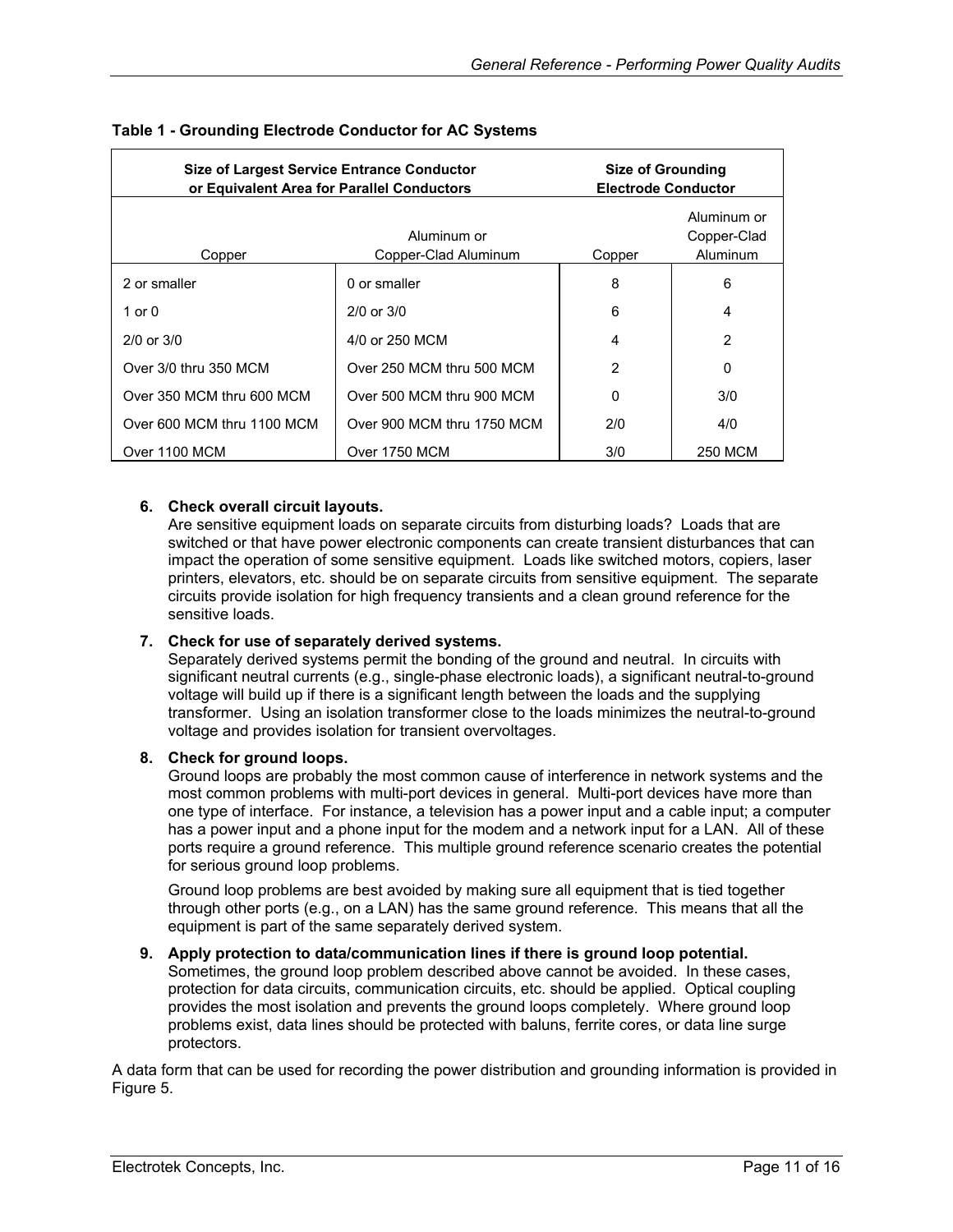**Table 1 - Grounding Electrode Conductor for AC Systems**

| Size of Largest Service Entrance Conductor or Equivalent Area for Parallel Conductors | | Size of Grounding Electrode Conductor | |
|---|---|---|---|
| Copper | Aluminum or Copper-Clad Aluminum | Copper | Aluminum or Copper-Clad Aluminum |
| 2 or smaller | 0 or smaller | 8 | 6 |
| 1 or 0 | 2/0 or 3/0 | 6 | 4 |
| 2/0 or 3/0 | 4/0 or 250 MCM | 4 | 2 |
| Over 3/0 thru 350 MCM | Over 250 MCM thru 500 MCM | 2 | 0 |
| Over 350 MCM thru 600 MCM | Over 500 MCM thru 900 MCM | 0 | 3/0 |
| Over 600 MCM thru 1100 MCM | Over 900 MCM thru 1750 MCM | 2/0 | 4/0 |
| Over 1100 MCM | Over 1750 MCM | 3/0 | 250 MCM |

6. **Check overall circuit layouts.**
   Are sensitive equipment loads on separate circuits from disturbing loads? Loads that are switched or that have power electronic components can create transient disturbances that can impact the operation of some sensitive equipment. Loads like switched motors, copiers, laser printers, elevators, etc. should be on separate circuits from sensitive equipment. The separate circuits provide isolation for high frequency transients and a clean ground reference for the sensitive loads.

7. **Check for use of separately derived systems.**
   Separately derived systems permit the bonding of the ground and neutral. In circuits with significant neutral currents (e.g., single-phase electronic loads), a significant neutral-to-ground voltage will build up if there is a significant length between the loads and the supplying transformer. Using an isolation transformer close to the loads minimizes the neutral-to-ground voltage and provides isolation for transient overvoltages.

8. **Check for ground loops.**
   Ground loops are probably the most common cause of interference in network systems and the most common problems with multi-port devices in general. Multi-port devices have more than one type of interface. For instance, a television has a power input and a cable input; a computer has a power input and a phone input for the modem and a network input for a LAN. All of these ports require a ground reference. This multiple ground reference scenario creates the potential for serious ground loop problems.

   Ground loop problems are best avoided by making sure all equipment that is tied together through other ports (e.g., on a LAN) has the same ground reference. This means that all the equipment is part of the same separately derived system.

9. **Apply protection to data/communication lines if there is ground loop potential.**
   Sometimes, the ground loop problem described above cannot be avoided. In these cases, protection for data circuits, communication circuits, etc. should be applied. Optical coupling provides the most isolation and prevents the ground loops completely. Where ground loop problems exist, data lines should be protected with baluns, ferrite cores, or data line surge protectors.

A data form that can be used for recording the power distribution and grounding information is provided in Figure 5.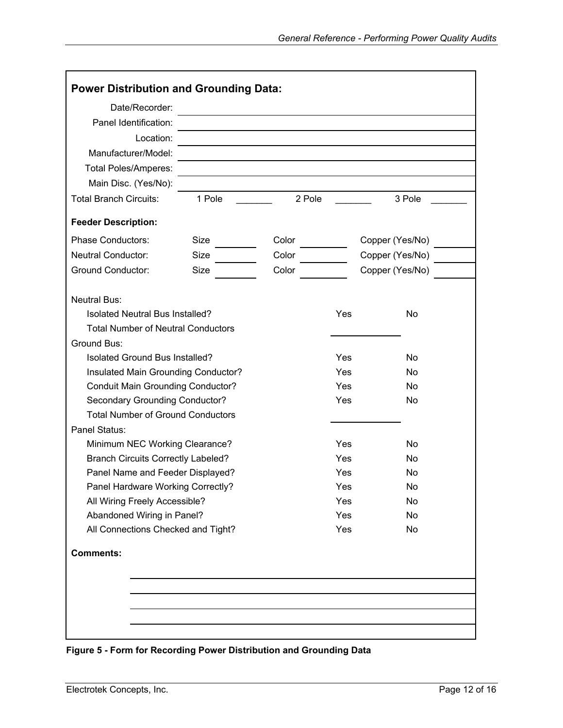## Power Distribution and Grounding Data:

Date/Recorder: ____________________

Panel Identification: ____________________

Location: ____________________

Manufacturer/Model: ____________________

Total Poles/Amperes: ____________________

Main Disc. (Yes/No): ____________________

Total Branch Circuits: 1 Pole _______ 2 Pole _______ 3 Pole _______

**Feeder Description:**

| | | | | | | |
|---|---|---|---|---|---|---|
| Phase Conductors: | Size | ______ | Color | ______ | Copper (Yes/No) | ______ |
| Neutral Conductor: | Size | ______ | Color | ______ | Copper (Yes/No) | ______ |
| Ground Conductor: | Size | ______ | Color | ______ | Copper (Yes/No) | ______ |

| | | |
|---|---|---|
| **Neutral Bus:** | | |
| Isolated Neutral Bus Installed? | Yes | No |
| Total Number of Neutral Conductors | ______ | |
| **Ground Bus:** | | |
| Isolated Ground Bus Installed? | Yes | No |
| Insulated Main Grounding Conductor? | Yes | No |
| Conduit Main Grounding Conductor? | Yes | No |
| Secondary Grounding Conductor? | Yes | No |
| Total Number of Ground Conductors | ______ | |
| **Panel Status:** | | |
| Minimum NEC Working Clearance? | Yes | No |
| Branch Circuits Correctly Labeled? | Yes | No |
| Panel Name and Feeder Displayed? | Yes | No |
| Panel Hardware Working Correctly? | Yes | No |
| All Wiring Freely Accessible? | Yes | No |
| Abandoned Wiring in Panel? | Yes | No |
| All Connections Checked and Tight? | Yes | No |

**Comments:**

____________________

____________________

____________________

____________________

**Figure 5 - Form for Recording Power Distribution and Grounding Data**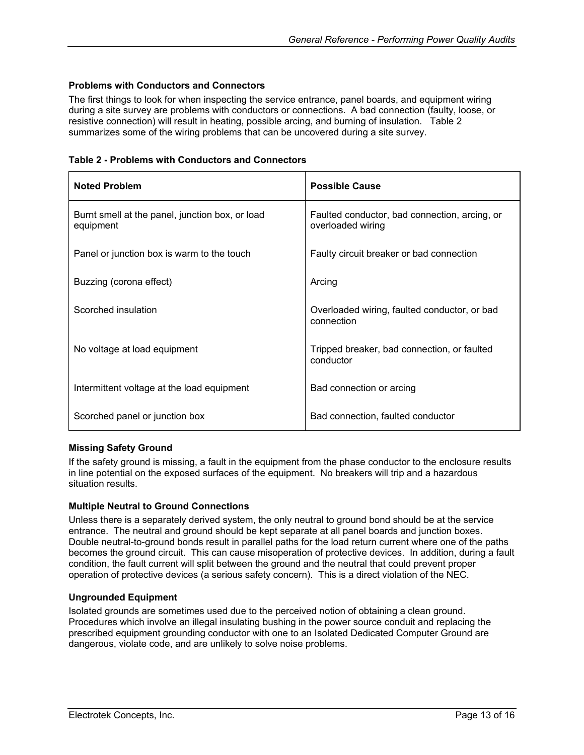### Problems with Conductors and Connectors

The first things to look for when inspecting the service entrance, panel boards, and equipment wiring during a site survey are problems with conductors or connections. A bad connection (faulty, loose, or resistive connection) will result in heating, possible arcing, and burning of insulation. Table 2 summarizes some of the wiring problems that can be uncovered during a site survey.

**Table 2 - Problems with Conductors and Connectors**

| Noted Problem | Possible Cause |
|---|---|
| Burnt smell at the panel, junction box, or load equipment | Faulted conductor, bad connection, arcing, or overloaded wiring |
| Panel or junction box is warm to the touch | Faulty circuit breaker or bad connection |
| Buzzing (corona effect) | Arcing |
| Scorched insulation | Overloaded wiring, faulted conductor, or bad connection |
| No voltage at load equipment | Tripped breaker, bad connection, or faulted conductor |
| Intermittent voltage at the load equipment | Bad connection or arcing |
| Scorched panel or junction box | Bad connection, faulted conductor |

### Missing Safety Ground

If the safety ground is missing, a fault in the equipment from the phase conductor to the enclosure results in line potential on the exposed surfaces of the equipment. No breakers will trip and a hazardous situation results.

### Multiple Neutral to Ground Connections

Unless there is a separately derived system, the only neutral to ground bond should be at the service entrance. The neutral and ground should be kept separate at all panel boards and junction boxes. Double neutral-to-ground bonds result in parallel paths for the load return current where one of the paths becomes the ground circuit. This can cause misoperation of protective devices. In addition, during a fault condition, the fault current will split between the ground and the neutral that could prevent proper operation of protective devices (a serious safety concern). This is a direct violation of the NEC.

### Ungrounded Equipment

Isolated grounds are sometimes used due to the perceived notion of obtaining a clean ground. Procedures which involve an illegal insulating bushing in the power source conduit and replacing the prescribed equipment grounding conductor with one to an Isolated Dedicated Computer Ground are dangerous, violate code, and are unlikely to solve noise problems.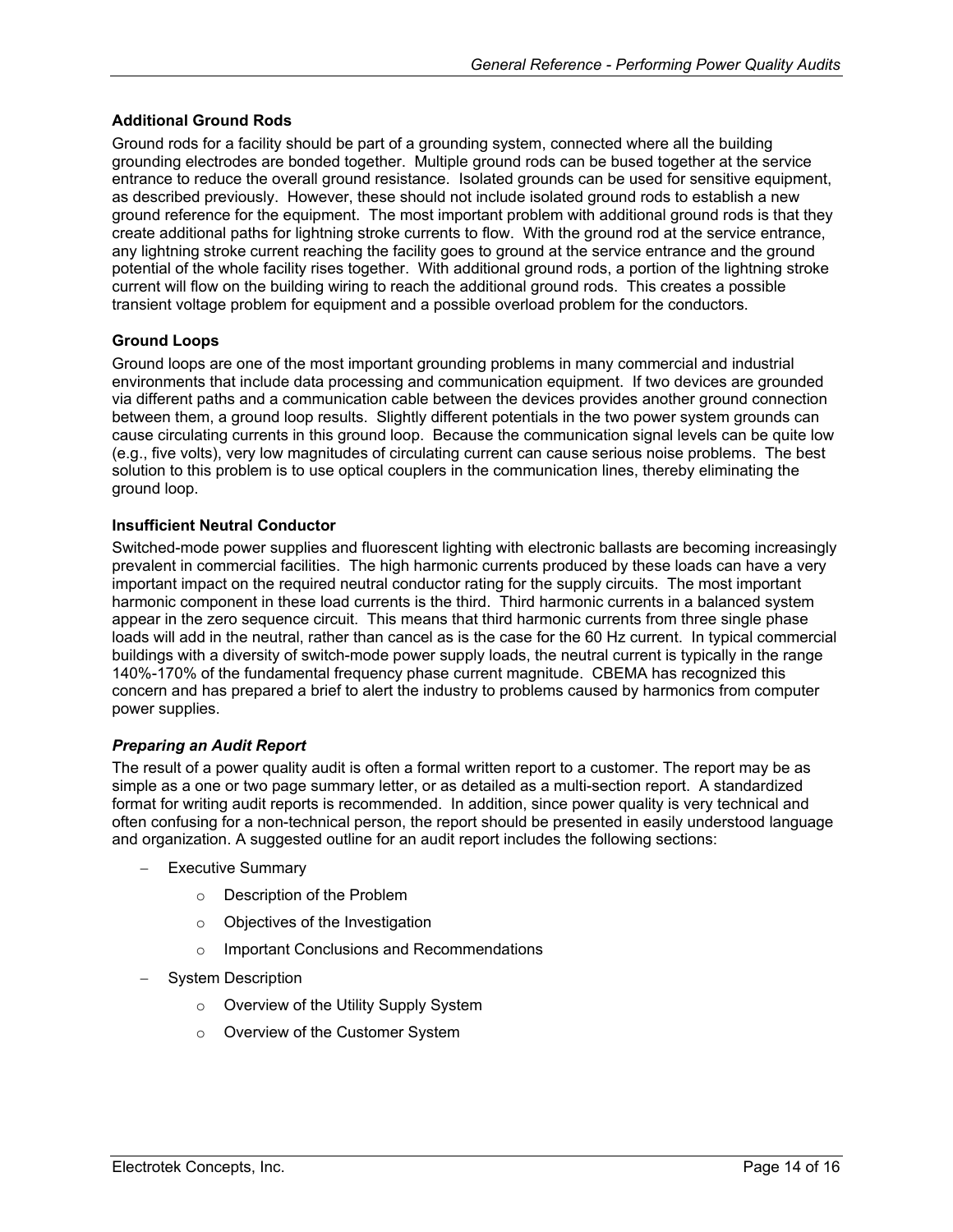### Additional Ground Rods

Ground rods for a facility should be part of a grounding system, connected where all the building grounding electrodes are bonded together. Multiple ground rods can be bused together at the service entrance to reduce the overall ground resistance. Isolated grounds can be used for sensitive equipment, as described previously. However, these should not include isolated ground rods to establish a new ground reference for the equipment. The most important problem with additional ground rods is that they create additional paths for lightning stroke currents to flow. With the ground rod at the service entrance, any lightning stroke current reaching the facility goes to ground at the service entrance and the ground potential of the whole facility rises together. With additional ground rods, a portion of the lightning stroke current will flow on the building wiring to reach the additional ground rods. This creates a possible transient voltage problem for equipment and a possible overload problem for the conductors.

### Ground Loops

Ground loops are one of the most important grounding problems in many commercial and industrial environments that include data processing and communication equipment. If two devices are grounded via different paths and a communication cable between the devices provides another ground connection between them, a ground loop results. Slightly different potentials in the two power system grounds can cause circulating currents in this ground loop. Because the communication signal levels can be quite low (e.g., five volts), very low magnitudes of circulating current can cause serious noise problems. The best solution to this problem is to use optical couplers in the communication lines, thereby eliminating the ground loop.

### Insufficient Neutral Conductor

Switched-mode power supplies and fluorescent lighting with electronic ballasts are becoming increasingly prevalent in commercial facilities. The high harmonic currents produced by these loads can have a very important impact on the required neutral conductor rating for the supply circuits. The most important harmonic component in these load currents is the third. Third harmonic currents in a balanced system appear in the zero sequence circuit. This means that third harmonic currents from three single phase loads will add in the neutral, rather than cancel as is the case for the 60 Hz current. In typical commercial buildings with a diversity of switch-mode power supply loads, the neutral current is typically in the range 140%-170% of the fundamental frequency phase current magnitude. CBEMA has recognized this concern and has prepared a brief to alert the industry to problems caused by harmonics from computer power supplies.

### *Preparing an Audit Report*

The result of a power quality audit is often a formal written report to a customer. The report may be as simple as a one or two page summary letter, or as detailed as a multi-section report. A standardized format for writing audit reports is recommended. In addition, since power quality is very technical and often confusing for a non-technical person, the report should be presented in easily understood language and organization. A suggested outline for an audit report includes the following sections:

- Executive Summary
  - Description of the Problem
  - Objectives of the Investigation
  - Important Conclusions and Recommendations
- System Description
  - Overview of the Utility Supply System
  - Overview of the Customer System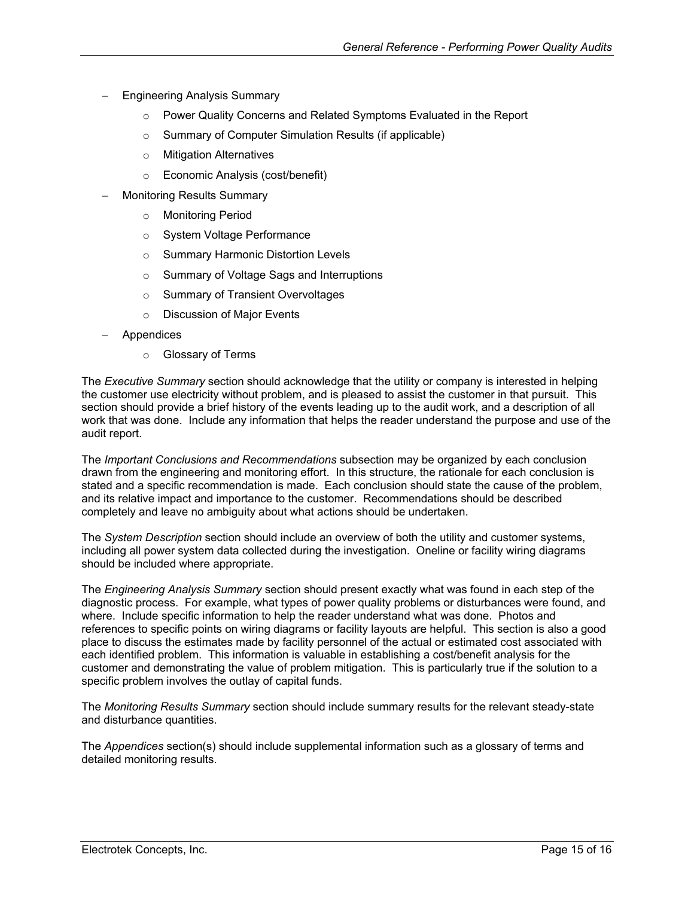- Engineering Analysis Summary
  - Power Quality Concerns and Related Symptoms Evaluated in the Report
  - Summary of Computer Simulation Results (if applicable)
  - Mitigation Alternatives
  - Economic Analysis (cost/benefit)
- Monitoring Results Summary
  - Monitoring Period
  - System Voltage Performance
  - Summary Harmonic Distortion Levels
  - Summary of Voltage Sags and Interruptions
  - Summary of Transient Overvoltages
  - Discussion of Major Events
- Appendices
  - Glossary of Terms

The *Executive Summary* section should acknowledge that the utility or company is interested in helping the customer use electricity without problem, and is pleased to assist the customer in that pursuit. This section should provide a brief history of the events leading up to the audit work, and a description of all work that was done. Include any information that helps the reader understand the purpose and use of the audit report.

The *Important Conclusions and Recommendations* subsection may be organized by each conclusion drawn from the engineering and monitoring effort. In this structure, the rationale for each conclusion is stated and a specific recommendation is made. Each conclusion should state the cause of the problem, and its relative impact and importance to the customer. Recommendations should be described completely and leave no ambiguity about what actions should be undertaken.

The *System Description* section should include an overview of both the utility and customer systems, including all power system data collected during the investigation. Oneline or facility wiring diagrams should be included where appropriate.

The *Engineering Analysis Summary* section should present exactly what was found in each step of the diagnostic process. For example, what types of power quality problems or disturbances were found, and where. Include specific information to help the reader understand what was done. Photos and references to specific points on wiring diagrams or facility layouts are helpful. This section is also a good place to discuss the estimates made by facility personnel of the actual or estimated cost associated with each identified problem. This information is valuable in establishing a cost/benefit analysis for the customer and demonstrating the value of problem mitigation. This is particularly true if the solution to a specific problem involves the outlay of capital funds.

The *Monitoring Results Summary* section should include summary results for the relevant steady-state and disturbance quantities.

The *Appendices* section(s) should include supplemental information such as a glossary of terms and detailed monitoring results.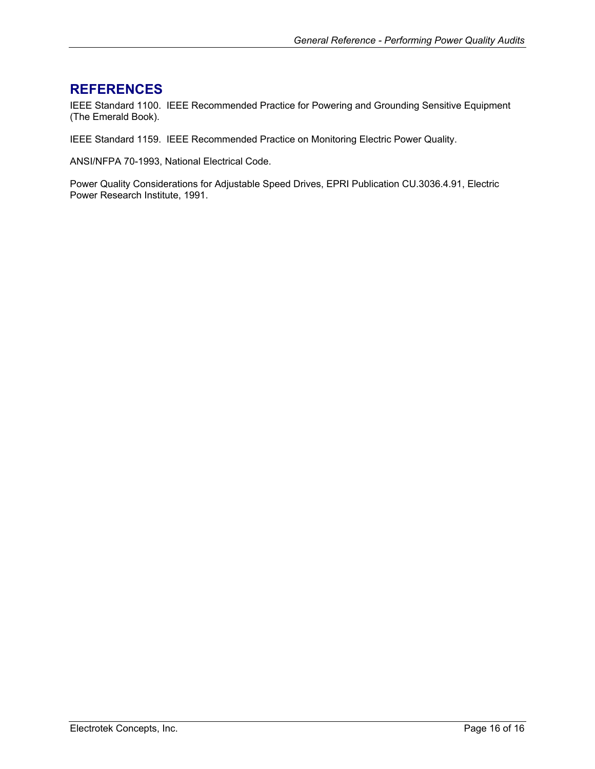## REFERENCES

IEEE Standard 1100. IEEE Recommended Practice for Powering and Grounding Sensitive Equipment (The Emerald Book).

IEEE Standard 1159. IEEE Recommended Practice on Monitoring Electric Power Quality.

ANSI/NFPA 70-1993, National Electrical Code.

Power Quality Considerations for Adjustable Speed Drives, EPRI Publication CU.3036.4.91, Electric Power Research Institute, 1991.